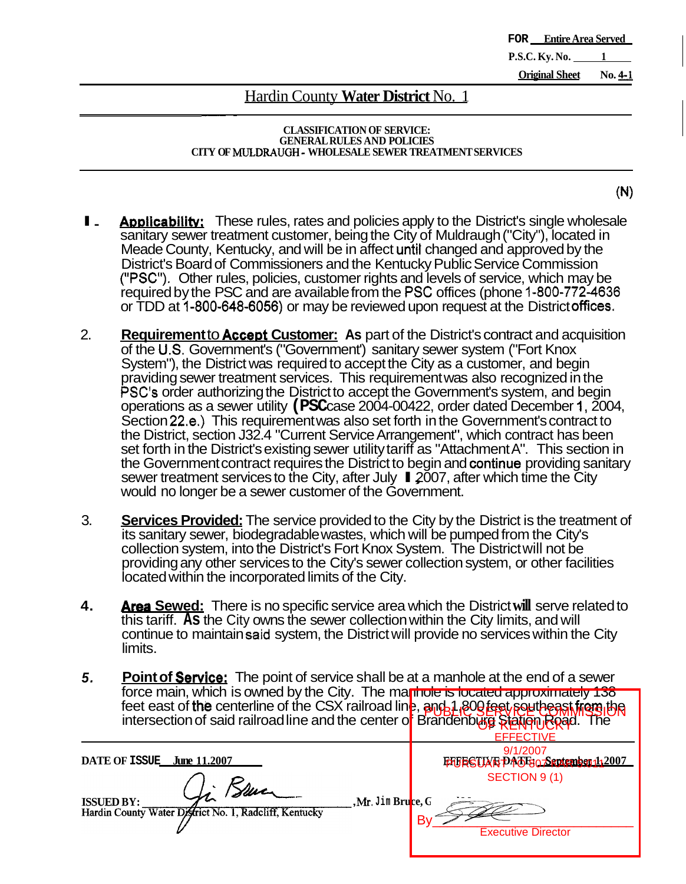FOR Entire Area Served

P.S.C. Ky. No. 1

Original Sheet No. 4-1

# Hardin County **Water District** No. 1

**CLASSIFICATION OF SERVICE:**
**GENERAL RULES AND POLICIES**
**CITY OF MULDRAUGH - WHOLESALE SEWER TREATMENT SERVICES**

(N)

1. **Applicability:** These rules, rates and policies apply to the District's single wholesale sanitary sewer treatment customer, being the City of Muldraugh ("City"), located in Meade County, Kentucky, and will be in affect until changed and approved by the District's Board of Commissioners and the Kentucky Public Service Commission ("PSC"). Other rules, policies, customer rights and levels of service, which may be required by the PSC and are available from the PSC offices (phone 1-800-772-4636 or TDD at 1-800-648-6056) or may be reviewed upon request at the District offices.

2. **Requirement to Accept Customer:** As part of the District's contract and acquisition of the U.S. Government's ("Government") sanitary sewer system ("Fort Knox System"), the District was required to accept the City as a customer, and begin praviding sewer treatment services. This requirement was also recognized in the PSC's order authorizing the District to accept the Government's system, and begin operations as a sewer utility (PSC case 2004-00422, order dated December 1, 2004, Section 22.e.) This requirement was also set forth in the Government's contract to the District, section J32.4 "Current Service Arrangement", which contract has been set forth in the District's existing sewer utility tariff as "Attachment A". This section in the Government contract requires the District to begin and continue providing sanitary sewer treatment services to the City, after July 1, 2007, after which time the City would no longer be a sewer customer of the Government.

3. **Services Provided:** The service provided to the City by the District is the treatment of its sanitary sewer, biodegradable wastes, which will be pumped from the City's collection system, into the District's Fort Knox System. The District will not be providing any other services to the City's sewer collection system, or other facilities located within the incorporated limits of the City.

4. **Area Sewed:** There is no specific service area which the District will serve related to this tariff. As the City owns the sewer collection within the City limits, and will continue to maintain said system, the District will provide no services within the City limits.

5. **Point of Service:** The point of service shall be at a manhole at the end of a sewer force main, which is owned by the City. The manhole is located approximately 138 feet east of the centerline of the CSX railroad line, and 1,800 feet southeast from the intersection of said railroad line and the center of Brandenburg Station Road. The

DATE OF ISSUE June 11, 2007

EFFECTIVE DATE September 1, 2007

ISSUED BY: Mr. Jim Bruce, G
Hardin County Water District No. 1, Radcliff, Kentucky

PUBLIC SERVICE COMMISSION OF KENTUCKY
EFFECTIVE
9/1/2007
PURSUANT TO 807 KAR 5:011
SECTION 9 (1)
By Executive Director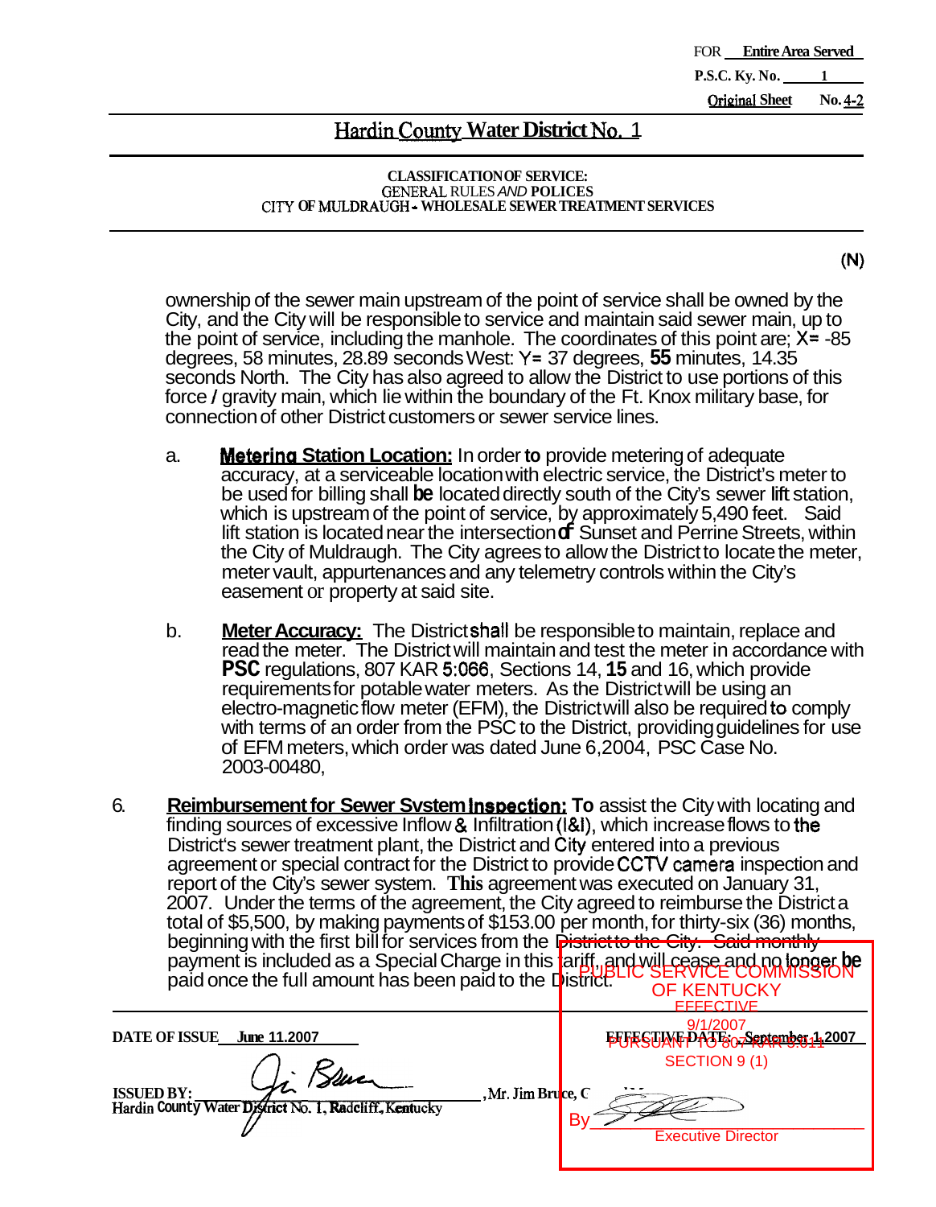FOR **Entire Area Served**

**P.S.C. Ky. No. 1**

**Original Sheet No. 4-2**

## Hardin County Water District No. 1

**CLASSIFICATION OF SERVICE:**
GENERAL RULES *AND* **POLICES**
CITY **OF MULDRAUGH - WHOLESALE SEWER TREATMENT SERVICES**

(N)

ownership of the sewer main upstream of the point of service shall be owned by the City, and the City will be responsible to service and maintain said sewer main, up to the point of service, including the manhole. The coordinates of this point are; X= -85 degrees, 58 minutes, 28.89 seconds West: Y= 37 degrees, **55** minutes, 14.35 seconds North. The City has also agreed to allow the District to use portions of this force / gravity main, which lie within the boundary of the Ft. Knox military base, for connection of other District customers or sewer service lines.

a. **Metering Station Location:** In order to provide metering of adequate accuracy, at a serviceable location with electric service, the District's meter to be used for billing shall **be** located directly south of the City's sewer lift station, which is upstream of the point of service, by approximately 5,490 feet. Said lift station is located near the intersection of Sunset and Perrine Streets, within the City of Muldraugh. The City agrees to allow the District to locate the meter, meter vault, appurtenances and any telemetry controls within the City's easement or property at said site.

b. **Meter Accuracy:** The District shall be responsible to maintain, replace and read the meter. The District will maintain and test the meter in accordance with **PSC** regulations, 807 KAR 5:066, Sections 14, **15** and 16, which provide requirements for potable water meters. As the District will be using an electro-magnetic flow meter (EFM), the District will also be required to comply with terms of an order from the PSC to the District, providing guidelines for use of EFM meters, which order was dated June 6, 2004, PSC Case No. 2003-00480,

6. **Reimbursement for Sewer System Inspection:** To assist the City with locating and finding sources of excessive Inflow & Infiltration (I&I), which increase flows to the District's sewer treatment plant, the District and City entered into a previous agreement or special contract for the District to provide CCTV camera inspection and report of the City's sewer system. **This** agreement was executed on January 31, 2007. Under the terms of the agreement, the City agreed to reimburse the District a total of $5,500, by making payments of $153.00 per month, for thirty-six (36) months, beginning with the first bill for services from the District to the City. Said monthly payment is included as a Special Charge in this tariff, and will cease and no longer be paid once the full amount has been paid to the District.

**DATE OF ISSUE** June 11, 2007

**EFFECTIVE DATE:** September 1, 2007

**ISSUED BY:** Jim Bruce, Mr. Jim Bruce, C
Hardin County Water District No. 1, Radcliff, Kentucky

PUBLIC SERVICE COMMISSION OF KENTUCKY
EFFECTIVE
9/1/2007
PURSUANT TO 807 KAR 5:011
SECTION 9 (1)
By
Executive Director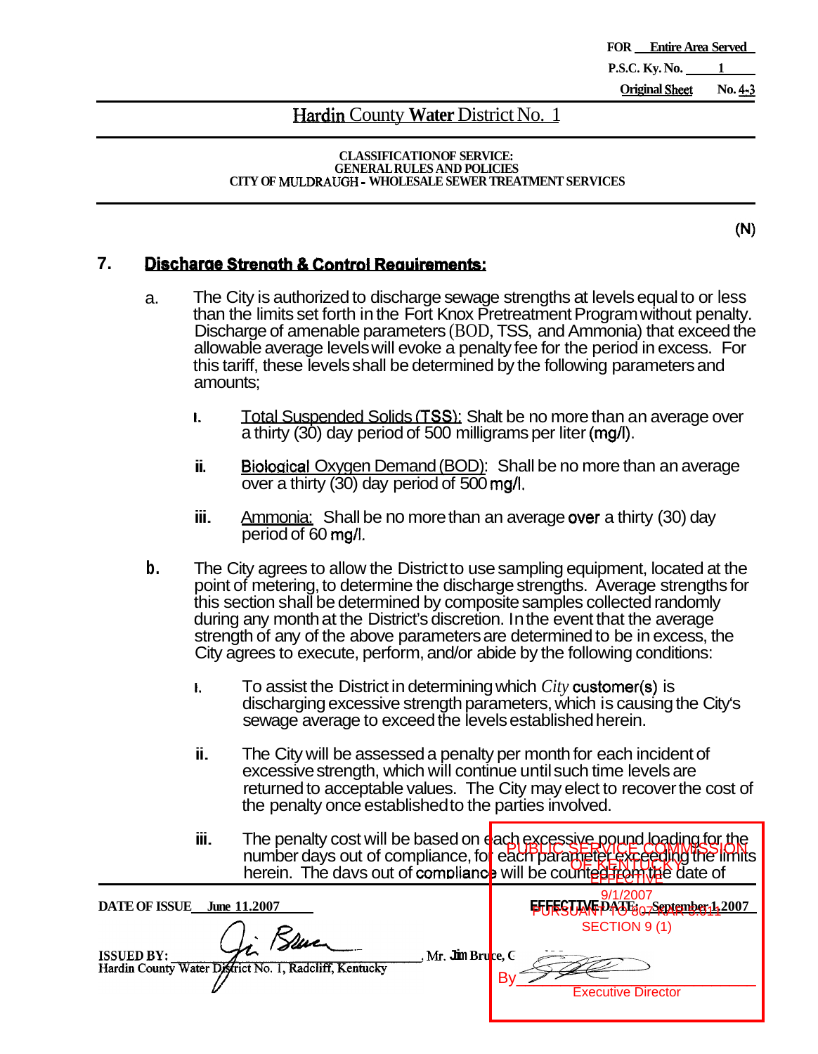FOR Entire Area Served
P.S.C. Ky. No. 1
Original Sheet No. 4-3

# Hardin County Water District No. 1

**CLASSIFICATION OF SERVICE:**
**GENERAL RULES AND POLICIES**
**CITY OF MULDRAUGH - WHOLESALE SEWER TREATMENT SERVICES**

(N)

## 7. Discharge Strength & Control Requirements:

a. The City is authorized to discharge sewage strengths at levels equal to or less than the limits set forth in the Fort Knox Pretreatment Program without penalty. Discharge of amenable parameters (BOD, TSS, and Ammonia) that exceed the allowable average levels will evoke a penalty fee for the period in excess. For this tariff, these levels shall be determined by the following parameters and amounts;

   i. Total Suspended Solids (TSS): Shalt be no more than an average over a thirty (30) day period of 500 milligrams per liter (mg/l).

   ii. Biological Oxygen Demand (BOD): Shall be no more than an average over a thirty (30) day period of 500 mg/l.

   iii. Ammonia: Shall be no more than an average over a thirty (30) day period of 60 mg/l.

b. The City agrees to allow the District to use sampling equipment, located at the point of metering, to determine the discharge strengths. Average strengths for this section shall be determined by composite samples collected randomly during any month at the District's discretion. In the event that the average strength of any of the above parameters are determined to be in excess, the City agrees to execute, perform, and/or abide by the following conditions:

   i. To assist the District in determining which *City* customer(s) is discharging excessive strength parameters, which is causing the City's sewage average to exceed the levels established herein.

   ii. The City will be assessed a penalty per month for each incident of excessive strength, which will continue until such time levels are returned to acceptable values. The City may elect to recover the cost of the penalty once established to the parties involved.

   iii. The penalty cost will be based on each excessive pound loading for the number days out of compliance, for each parameter exceeding the limits herein. The days out of compliance will be counted from the date of

DATE OF ISSUE June 11, 2007

EFFECTIVE DATE: September 1, 2007

ISSUED BY: Mr. Jim Bruce, C
Hardin County Water District No. 1, Radcliff, Kentucky

PUBLIC SERVICE COMMISSION OF KENTUCKY EFFECTIVE 9/1/2007 PURSUANT TO 807 KAR 5:011 SECTION 9 (1)
By Executive Director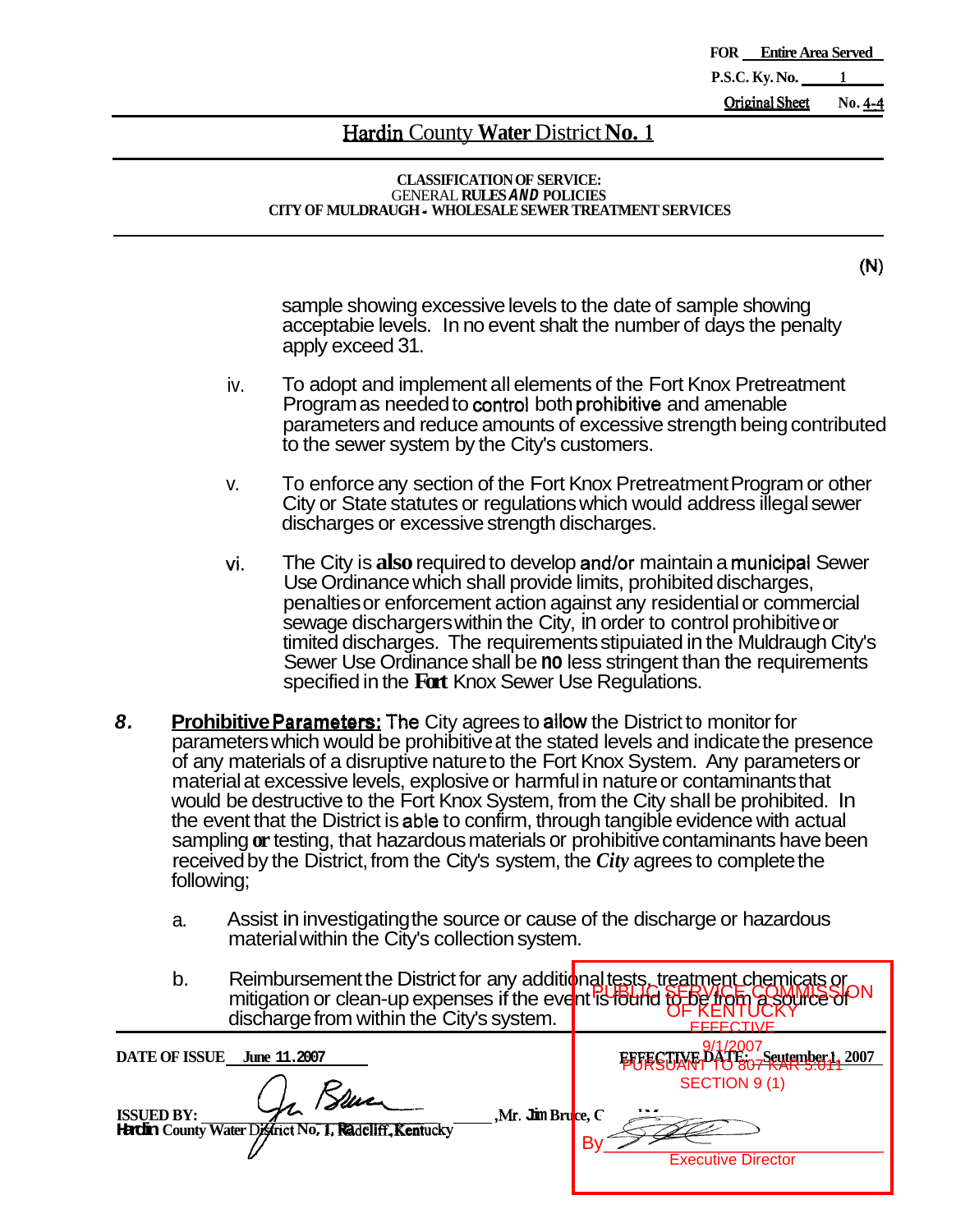FOR Entire Area Served

P.S.C. Ky. No. 1

Original Sheet No. 4-4

## Hardin County Water District No. 1

**CLASSIFICATION OF SERVICE:**
GENERAL **RULES AND** POLICIES
**CITY OF MULDRAUGH - WHOLESALE SEWER TREATMENT SERVICES**

(N)

sample showing excessive levels to the date of sample showing acceptabie levels. In no event shalt the number of days the penalty apply exceed 31.

iv. To adopt and implement all elements of the Fort Knox Pretreatment Program as needed to control both prohibitive and amenable parameters and reduce amounts of excessive strength being contributed to the sewer system by the City's customers.

v. To enforce any section of the Fort Knox Pretreatment Program or other City or State statutes or regulations which would address illegal sewer discharges or excessive strength discharges.

vi. The City is **also** required to develop and/or maintain a municipal Sewer Use Ordinance which shall provide limits, prohibited discharges, penalties or enforcement action against any residential or commercial sewage dischargers within the City, in order to control prohibitive or timited discharges. The requirements stipuiated in the Muldraugh City's Sewer Use Ordinance shall be no less stringent than the requirements specified in the **Fort** Knox Sewer Use Regulations.

***8.*** **Prohibitive Parameters:** The City agrees to allow the District to monitor for parameters which would be prohibitive at the stated levels and indicate the presence of any materials of a disruptive nature to the Fort Knox System. Any parameters or material at excessive levels, explosive or harmful in nature or contaminants that would be destructive to the Fort Knox System, from the City shall be prohibited. In the event that the District is able to confirm, through tangible evidence with actual sampling **or** testing, that hazardous materials or prohibitive contaminants have been received by the District, from the City's system, the ***City*** agrees to complete the following;

a. Assist in investigating the source or cause of the discharge or hazardous material within the City's collection system.

b. Reimbursement the District for any additional tests, treatment chemicals or mitigation or clean-up expenses if the event is found to be from a source of discharge from within the City's system.

**DATE OF ISSUE** June 11, 2007

**EFFECTIVE DATE:** September 1, 2007

**ISSUED BY:** ________ , Mr. Jim Bruce, C
Hardin County Water District No. 1, Radcliff, Kentucky

PUBLIC SERVICE COMMISSION OF KENTUCKY
EFFECTIVE
9/1/2007
PURSUANT TO 807 KAR 5:011
SECTION 9 (1)
By ________
Executive Director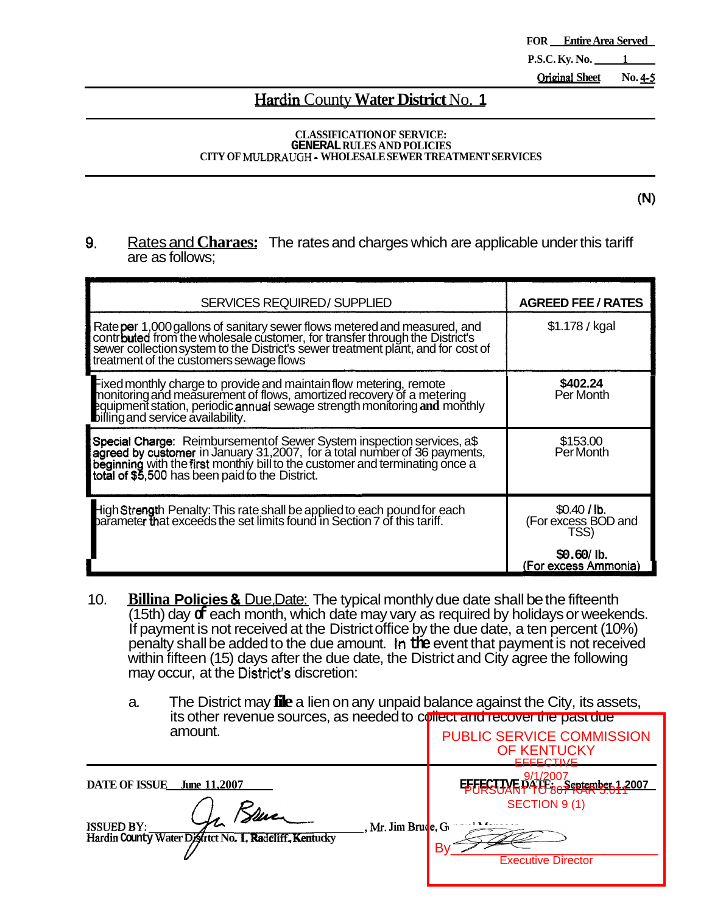FOR Entire Area Served
P.S.C. Ky. No. 1
Original Sheet No. 4-5

# Hardin County Water District No. 1

**CLASSIFICATION OF SERVICE:**
**GENERAL RULES AND POLICIES**
**CITY OF MULDRAUGH - WHOLESALE SEWER TREATMENT SERVICES**

(N)

9. Rates and **Charges:** The rates and charges which are applicable under this tariff are as follows;

| SERVICES REQUIRED / SUPPLIED | AGREED FEE / RATES |
|---|---|
| Rate per 1,000 gallons of sanitary sewer flows metered and measured, and contributed from the wholesale customer, for transfer through the District's sewer collection system to the District's sewer treatment plant, and for cost of treatment of the customers sewage flows | $1.178 / kgal |
| Fixed monthly charge to provide and maintain flow metering, remote monitoring and measurement of flows, amortized recovery of a metering equipment station, periodic annual sewage strength monitoring **and** monthly billing and service availability. | **$402.24** Per Month |
| Special Charge: Reimbursement of Sewer System inspection services, as agreed by customer in January 31, 2007, for a total number of 36 payments, beginning with the first monthly bill to the customer and terminating once a total of $5,500 has been paid to the District. | $153.00 Per Month |
| High Strength Penalty: This rate shall be applied to each pound for each parameter that exceeds the set limits found in Section 7 of this tariff. | $0.40 / lb. (For excess BOD and TSS)<br>$0.60/ lb. (For excess Ammonia) |

10. **Billing Policies &** Due Date: The typical monthly due date shall be the fifteenth (15th) day of each month, which date may vary as required by holidays or weekends. If payment is not received at the District office by the due date, a ten percent (10%) penalty shall be added to the due amount. In the event that payment is not received within fifteen (15) days after the due date, the District and City agree the following may occur, at the District's discretion:

   a. The District may file a lien on any unpaid balance against the City, its assets, its other revenue sources, as needed to collect and recover the past due amount.

DATE OF ISSUE June 11, 2007 EFFECTIVE DATE: September 1, 2007

ISSUED BY: [signature], Mr. Jim Bruce, General Manager
Hardin County Water District No. 1, Radcliff, Kentucky

PUBLIC SERVICE COMMISSION OF KENTUCKY
EFFECTIVE
9/1/2007
PURSUANT TO 807 KAR 5:011
SECTION 9 (1)
By [signature]
Executive Director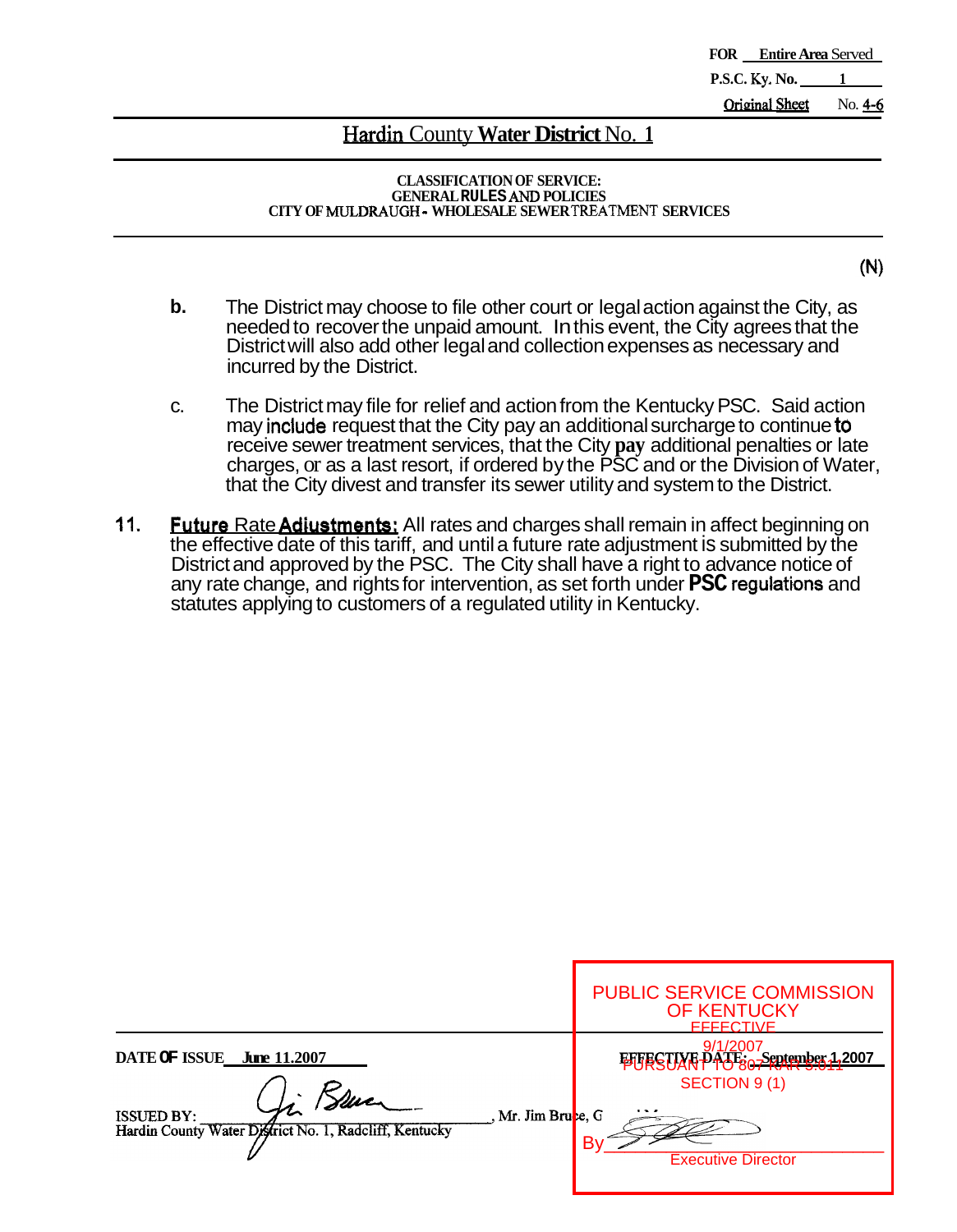FOR Entire Area Served
P.S.C. Ky. No. 1
Original Sheet No. 4-6

## Hardin County Water District No. 1

**CLASSIFICATION OF SERVICE:**
**GENERAL RULES AND POLICIES**
**CITY OF MULDRAUGH - WHOLESALE SEWER TREATMENT SERVICES**

(N)

**b.** The District may choose to file other court or legal action against the City, as needed to recover the unpaid amount. In this event, the City agrees that the District will also add other legal and collection expenses as necessary and incurred by the District.

c. The District may file for relief and action from the Kentucky PSC. Said action may include request that the City pay an additional surcharge to continue to receive sewer treatment services, that the City **pay** additional penalties or late charges, or as a last resort, if ordered by the PSC and or the Division of Water, that the City divest and transfer its sewer utility and system to the District.

11. **Future Rate Adjustments:** All rates and charges shall remain in affect beginning on the effective date of this tariff, and until a future rate adjustment is submitted by the District and approved by the PSC. The City shall have a right to advance notice of any rate change, and rights for intervention, as set forth under **PSC** regulations and statutes applying to customers of a regulated utility in Kentucky.

PUBLIC SERVICE COMMISSION OF KENTUCKY
EFFECTIVE
9/1/2007
PURSUANT TO 807 KAR 5:011
SECTION 9 (1)
By Executive Director

DATE OF ISSUE June 11, 2007

EFFECTIVE DATE: September 1, 2007

ISSUED BY: Mr. Jim Bruce, G
Hardin County Water District No. 1, Radcliff, Kentucky